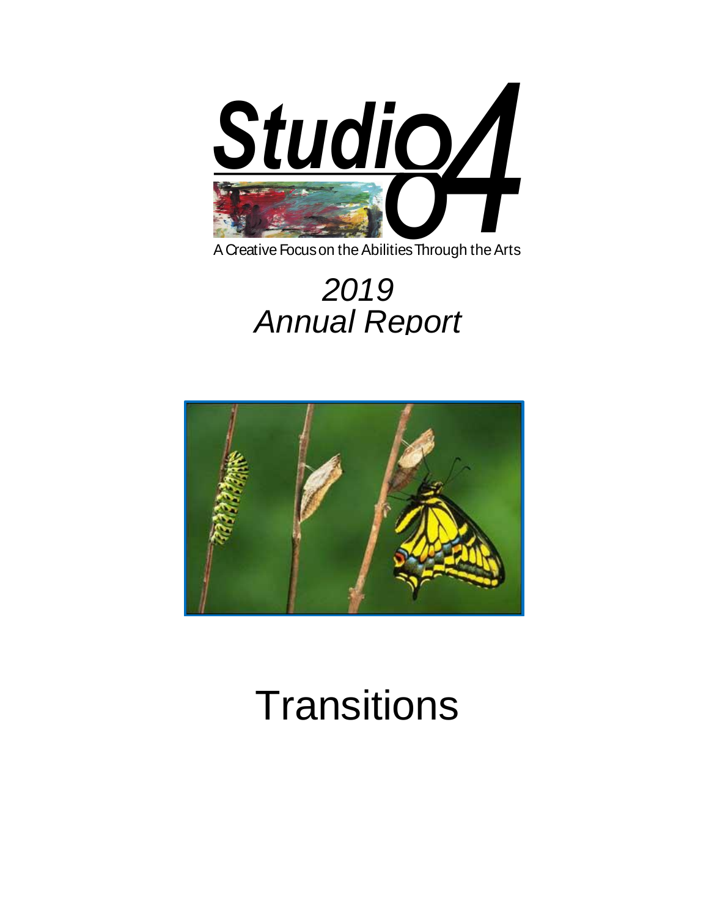# Studio 84

A Creative Focus on the Abilities Through the Arts

## *2019*
## *Annual Report*

# Transitions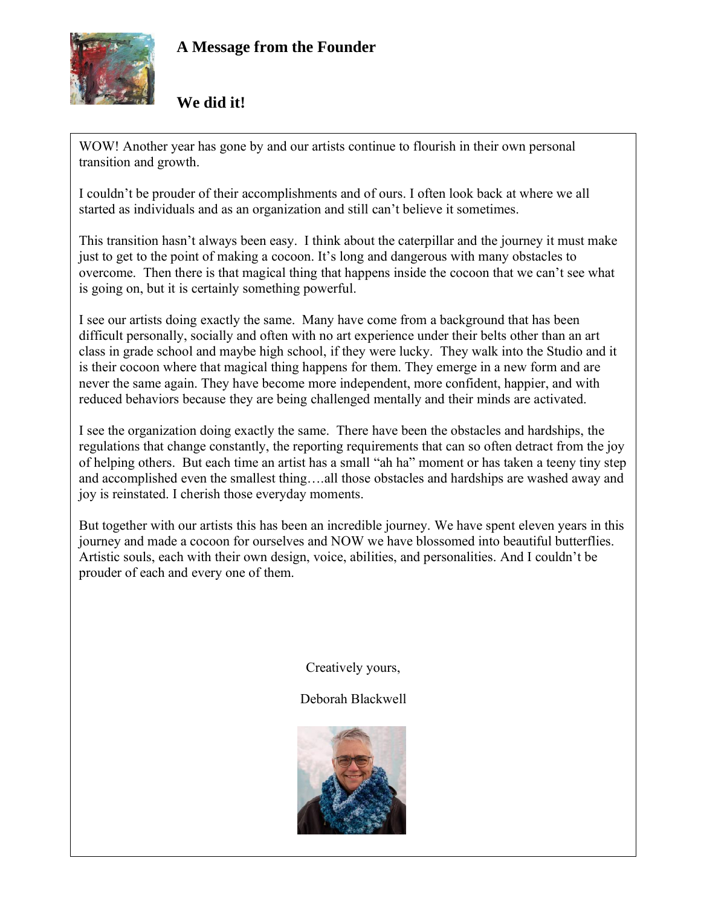## A Message from the Founder

## We did it!

WOW! Another year has gone by and our artists continue to flourish in their own personal transition and growth.

I couldn't be prouder of their accomplishments and of ours. I often look back at where we all started as individuals and as an organization and still can't believe it sometimes.

This transition hasn't always been easy. I think about the caterpillar and the journey it must make just to get to the point of making a cocoon. It's long and dangerous with many obstacles to overcome. Then there is that magical thing that happens inside the cocoon that we can't see what is going on, but it is certainly something powerful.

I see our artists doing exactly the same. Many have come from a background that has been difficult personally, socially and often with no art experience under their belts other than an art class in grade school and maybe high school, if they were lucky. They walk into the Studio and it is their cocoon where that magical thing happens for them. They emerge in a new form and are never the same again. They have become more independent, more confident, happier, and with reduced behaviors because they are being challenged mentally and their minds are activated.

I see the organization doing exactly the same. There have been the obstacles and hardships, the regulations that change constantly, the reporting requirements that can so often detract from the joy of helping others. But each time an artist has a small "ah ha" moment or has taken a teeny tiny step and accomplished even the smallest thing….all those obstacles and hardships are washed away and joy is reinstated. I cherish those everyday moments.

But together with our artists this has been an incredible journey. We have spent eleven years in this journey and made a cocoon for ourselves and NOW we have blossomed into beautiful butterflies. Artistic souls, each with their own design, voice, abilities, and personalities. And I couldn't be prouder of each and every one of them.

Creatively yours,

Deborah Blackwell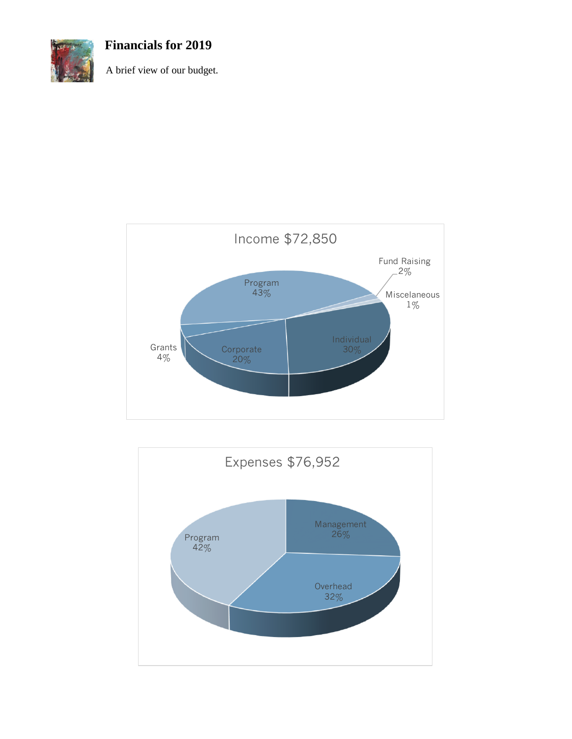## Financials for 2019

A brief view of our budget.

Income $72,850

- Program 43%
- Individual 30%
- Corporate 20%
- Grants 4%
- Fund Raising 2%
- Miscelaneous 1%

Expenses $76,952

- Program 42%
- Overhead 32%
- Management 26%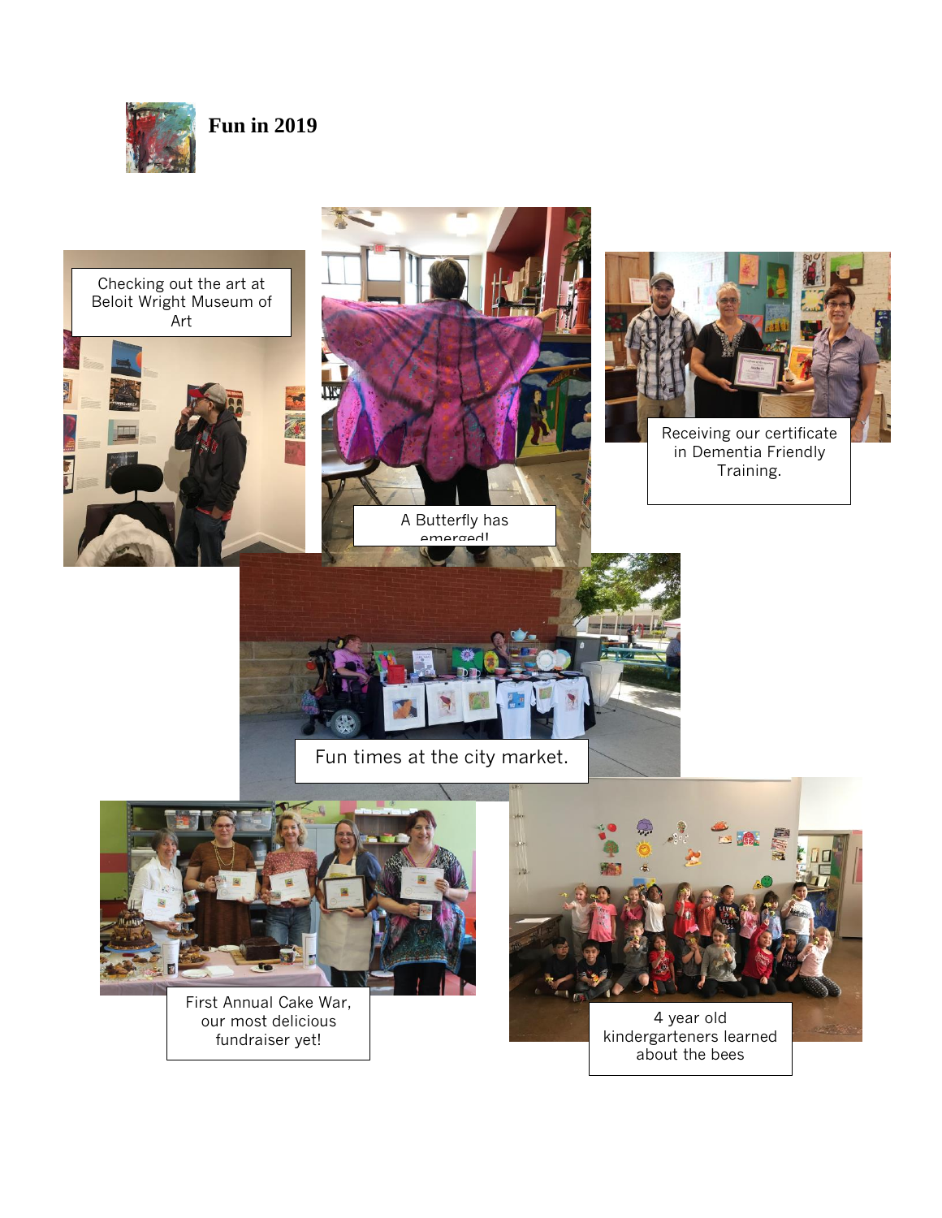# Fun in 2019

Checking out the art at Beloit Wright Museum of Art

A Butterfly has emerged!

Receiving our certificate in Dementia Friendly Training.

Fun times at the city market.

First Annual Cake War, our most delicious fundraiser yet!

4 year old kindergarteners learned about the bees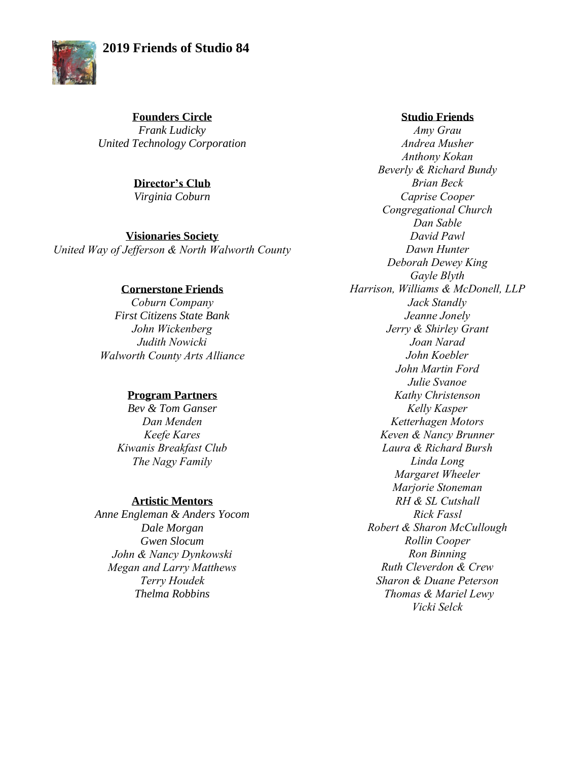# 2019 Friends of Studio 84

**Founders Circle**

*Frank Ludicky*
*United Technology Corporation*

**Director's Club**

*Virginia Coburn*

**Visionaries Society**

*United Way of Jefferson & North Walworth County*

**Cornerstone Friends**

*Coburn Company*
*First Citizens State Bank*
*John Wickenberg*
*Judith Nowicki*
*Walworth County Arts Alliance*

**Program Partners**

*Bev & Tom Ganser*
*Dan Menden*
*Keefe Kares*
*Kiwanis Breakfast Club*
*The Nagy Family*

**Artistic Mentors**

*Anne Engleman & Anders Yocom*
*Dale Morgan*
*Gwen Slocum*
*John & Nancy Dynkowski*
*Megan and Larry Matthews*
*Terry Houdek*
*Thelma Robbins*

**Studio Friends**

*Amy Grau*
*Andrea Musher*
*Anthony Kokan*
*Beverly & Richard Bundy*
*Brian Beck*
*Caprise Cooper*
*Congregational Church*
*Dan Sable*
*David Pawl*
*Dawn Hunter*
*Deborah Dewey King*
*Gayle Blyth*
*Harrison, Williams & McDonell, LLP*
*Jack Standly*
*Jeanne Jonely*
*Jerry & Shirley Grant*
*Joan Narad*
*John Koebler*
*John Martin Ford*
*Julie Svanoe*
*Kathy Christenson*
*Kelly Kasper*
*Ketterhagen Motors*
*Keven & Nancy Brunner*
*Laura & Richard Bursh*
*Linda Long*
*Margaret Wheeler*
*Marjorie Stoneman*
*RH & SL Cutshall*
*Rick Fassl*
*Robert & Sharon McCullough*
*Rollin Cooper*
*Ron Binning*
*Ruth Cleverdon & Crew*
*Sharon & Duane Peterson*
*Thomas & Mariel Lewy*
*Vicki Selck*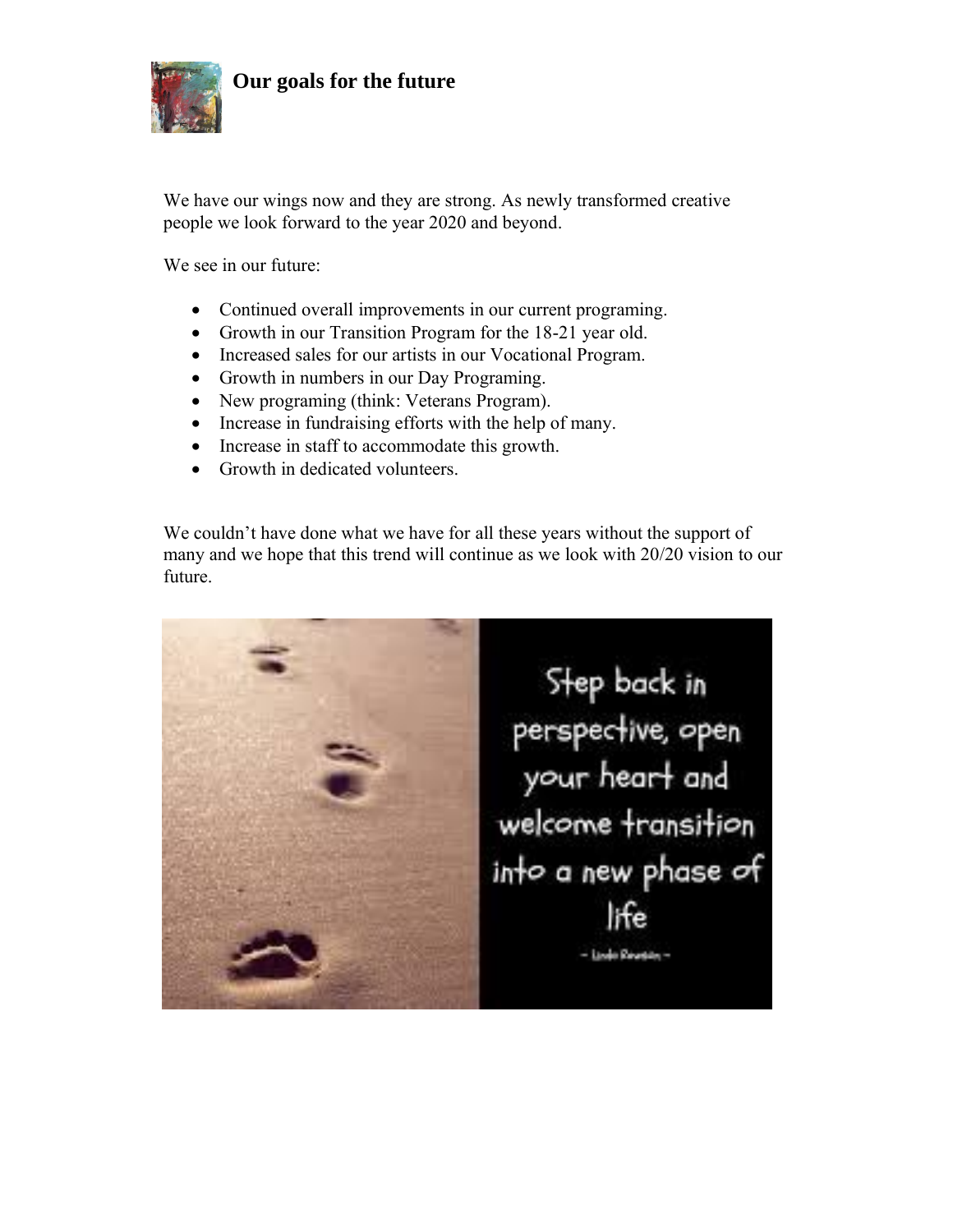# Our goals for the future

We have our wings now and they are strong. As newly transformed creative people we look forward to the year 2020 and beyond.

We see in our future:

- Continued overall improvements in our current programing.
- Growth in our Transition Program for the 18-21 year old.
- Increased sales for our artists in our Vocational Program.
- Growth in numbers in our Day Programing.
- New programing (think: Veterans Program).
- Increase in fundraising efforts with the help of many.
- Increase in staff to accommodate this growth.
- Growth in dedicated volunteers.

We couldn't have done what we have for all these years without the support of many and we hope that this trend will continue as we look with 20/20 vision to our future.